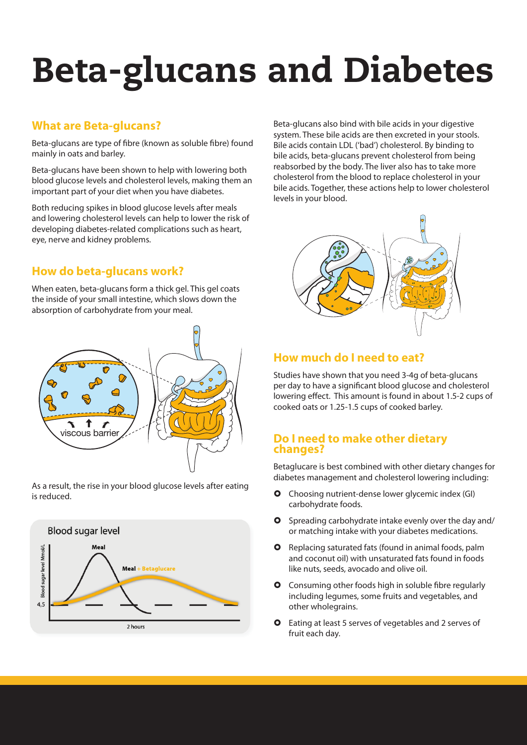# Beta-glucans and Diabetes

## What are Beta-glucans?

Beta-glucans are type of fibre (known as soluble fibre) found mainly in oats and barley.

Beta-glucans have been shown to help with lowering both blood glucose levels and cholesterol levels, making them an important part of your diet when you have diabetes.

Both reducing spikes in blood glucose levels after meals and lowering cholesterol levels can help to lower the risk of developing diabetes-related complications such as heart, eye, nerve and kidney problems.

## How do beta-glucans work?

When eaten, beta-glucans form a thick gel. This gel coats the inside of your small intestine, which slows down the absorption of carbohydrate from your meal.

viscous barrier

As a result, the rise in your blood glucose levels after eating is reduced.

Blood sugar level

Blood sugar level Mmol/L

Meal

Meal + Betaglucare

4,5

2 hours

Beta-glucans also bind with bile acids in your digestive system. These bile acids are then excreted in your stools. Bile acids contain LDL ('bad') cholesterol. By binding to bile acids, beta-glucans prevent cholesterol from being reabsorbed by the body. The liver also has to take more cholesterol from the blood to replace cholesterol in your bile acids. Together, these actions help to lower cholesterol levels in your blood.

## How much do I need to eat?

Studies have shown that you need 3-4g of beta-glucans per day to have a significant blood glucose and cholesterol lowering effect. This amount is found in about 1.5-2 cups of cooked oats or 1.25-1.5 cups of cooked barley.

## Do I need to make other dietary changes?

Betaglucare is best combined with other dietary changes for diabetes management and cholesterol lowering including:

- Choosing nutrient-dense lower glycemic index (GI) carbohydrate foods.
- Spreading carbohydrate intake evenly over the day and/or matching intake with your diabetes medications.
- Replacing saturated fats (found in animal foods, palm and coconut oil) with unsaturated fats found in foods like nuts, seeds, avocado and olive oil.
- Consuming other foods high in soluble fibre regularly including legumes, some fruits and vegetables, and other wholegrains.
- Eating at least 5 serves of vegetables and 2 serves of fruit each day.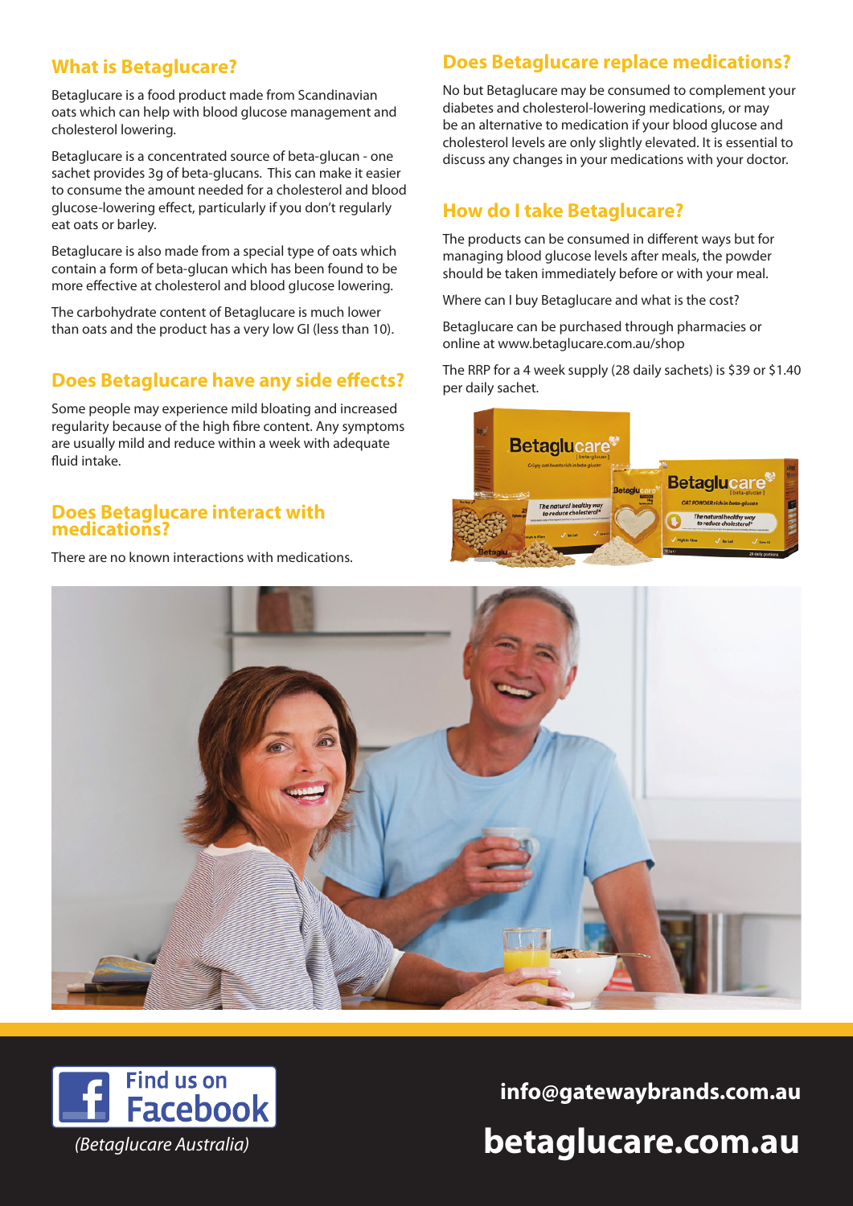## What is Betaglucare?

Betaglucare is a food product made from Scandinavian oats which can help with blood glucose management and cholesterol lowering.

Betaglucare is a concentrated source of beta-glucan - one sachet provides 3g of beta-glucans. This can make it easier to consume the amount needed for a cholesterol and blood glucose-lowering effect, particularly if you don't regularly eat oats or barley.

Betaglucare is also made from a special type of oats which contain a form of beta-glucan which has been found to be more effective at cholesterol and blood glucose lowering.

The carbohydrate content of Betaglucare is much lower than oats and the product has a very low GI (less than 10).

## Does Betaglucare have any side effects?

Some people may experience mild bloating and increased regularity because of the high fibre content. Any symptoms are usually mild and reduce within a week with adequate fluid intake.

## Does Betaglucare interact with medications?

There are no known interactions with medications.

## Does Betaglucare replace medications?

No but Betaglucare may be consumed to complement your diabetes and cholesterol-lowering medications, or may be an alternative to medication if your blood glucose and cholesterol levels are only slightly elevated. It is essential to discuss any changes in your medications with your doctor.

## How do I take Betaglucare?

The products can be consumed in different ways but for managing blood glucose levels after meals, the powder should be taken immediately before or with your meal.

Where can I buy Betaglucare and what is the cost?

Betaglucare can be purchased through pharmacies or online at www.betaglucare.com.au/shop

The RRP for a 4 week supply (28 daily sachets) is $39 or $1.40 per daily sachet.

Find us on Facebook

*(Betaglucare Australia)*

**info@gatewaybrands.com.au**

**betaglucare.com.au**